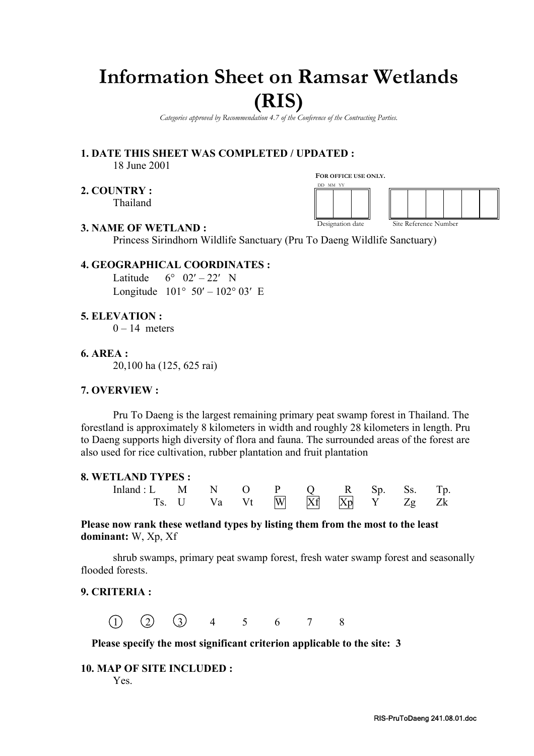# Information Sheet on Ramsar Wetlands (RIS)

*Categories approved by Recommendation 4.7 of the Conference of the Contracting Parties.*

**1. DATE THIS SHEET WAS COMPLETED / UPDATED :**

18 June 2001

FOR OFFICE USE ONLY.

| DD | MM | YY |
|---|---|---|
| | | |

Designation date

| | | | | | |
|---|---|---|---|---|---|
| | | | | | |

Site Reference Number

**2. COUNTRY :**

Thailand

**3. NAME OF WETLAND :**

Princess Sirindhorn Wildlife Sanctuary (Pru To Daeng Wildlife Sanctuary)

**4. GEOGRAPHICAL COORDINATES :**

Latitude 6° 02′ – 22′ N

Longitude 101° 50′ – 102° 03′ E

**5. ELEVATION :**

0 – 14 meters

**6. AREA :**

20,100 ha (125, 625 rai)

**7. OVERVIEW :**

Pru To Daeng is the largest remaining primary peat swamp forest in Thailand. The forestland is approximately 8 kilometers in width and roughly 28 kilometers in length. Pru to Daeng supports high diversity of flora and fauna. The surrounded areas of the forest are also used for rice cultivation, rubber plantation and fruit plantation

**8. WETLAND TYPES :**

Inland : L M N O P Q R Sp. Ss. Tp.
Ts. U Va Vt [W] [Xf] [Xp] Y Zg Zk

**Please now rank these wetland types by listing them from the most to the least dominant:** W, Xp, Xf

shrub swamps, primary peat swamp forest, fresh water swamp forest and seasonally flooded forests.

**9. CRITERIA :**

(1) (2) (3) 4 5 6 7 8

**Please specify the most significant criterion applicable to the site: 3**

**10. MAP OF SITE INCLUDED :**

Yes.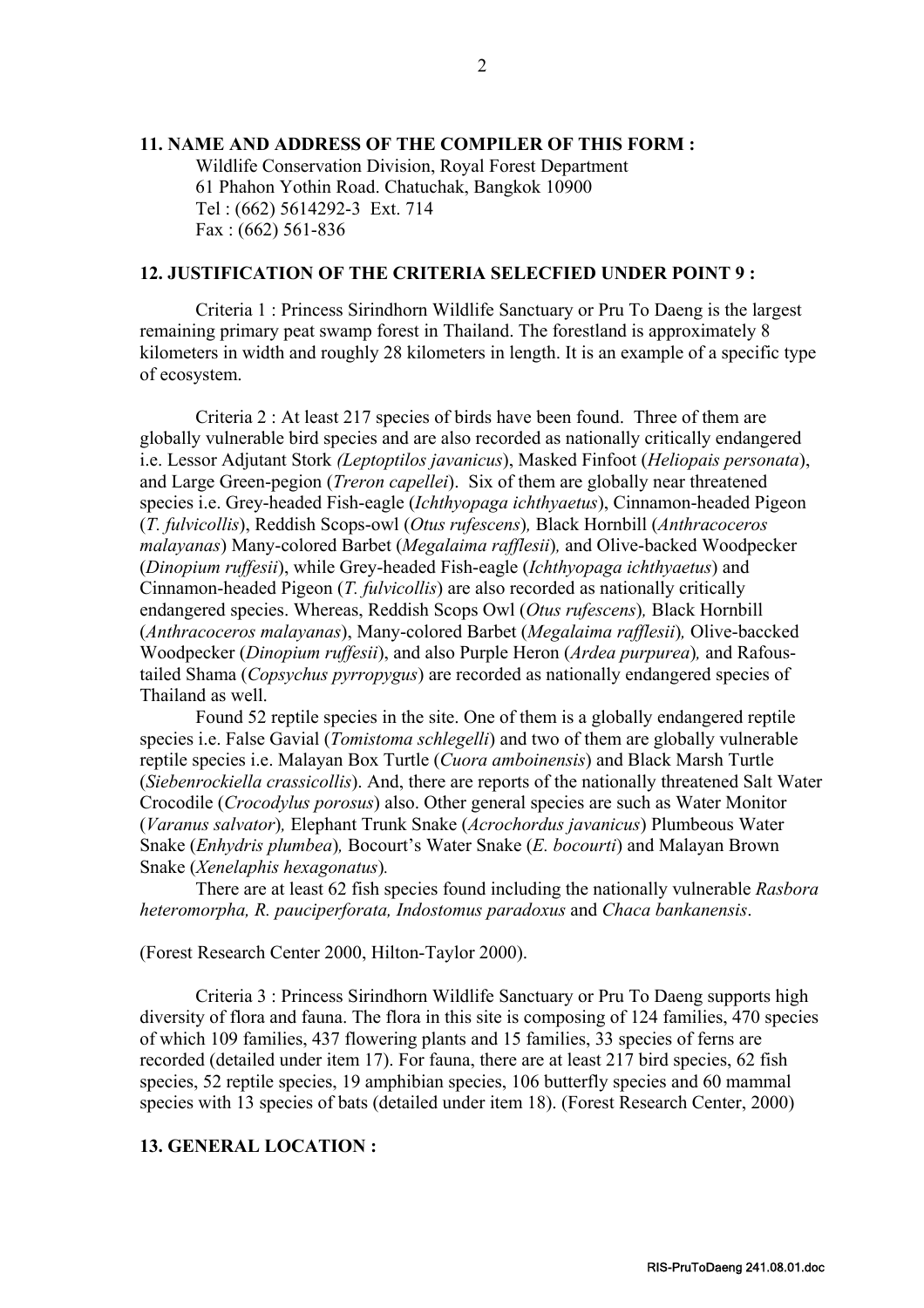### 11. NAME AND ADDRESS OF THE COMPILER OF THIS FORM :

Wildlife Conservation Division, Royal Forest Department
61 Phahon Yothin Road. Chatuchak, Bangkok 10900
Tel : (662) 5614292-3 Ext. 714
Fax : (662) 561-836

### 12. JUSTIFICATION OF THE CRITERIA SELECFIED UNDER POINT 9 :

Criteria 1 : Princess Sirindhorn Wildlife Sanctuary or Pru To Daeng is the largest remaining primary peat swamp forest in Thailand. The forestland is approximately 8 kilometers in width and roughly 28 kilometers in length. It is an example of a specific type of ecosystem.

Criteria 2 : At least 217 species of birds have been found. Three of them are globally vulnerable bird species and are also recorded as nationally critically endangered i.e. Lessor Adjutant Stork *(Leptoptilos javanicus*), Masked Finfoot (*Heliopais personata*), and Large Green-pegion (*Treron capellei*). Six of them are globally near threatened species i.e. Grey-headed Fish-eagle (*Ichthyopaga ichthyaetus*), Cinnamon-headed Pigeon (*T. fulvicollis*), Reddish Scops-owl (*Otus rufescens*)*,* Black Hornbill (*Anthracoceros malayanas*) Many-colored Barbet (*Megalaima rafflesii*)*,* and Olive-backed Woodpecker (*Dinopium ruffesii*), while Grey-headed Fish-eagle (*Ichthyopaga ichthyaetus*) and Cinnamon-headed Pigeon (*T. fulvicollis*) are also recorded as nationally critically endangered species. Whereas, Reddish Scops Owl (*Otus rufescens*)*,* Black Hornbill (*Anthracoceros malayanas*), Many-colored Barbet (*Megalaima rafflesii*)*,* Olive-baccked Woodpecker (*Dinopium ruffesii*), and also Purple Heron (*Ardea purpurea*)*,* and Rafous-tailed Shama (*Copsychus pyrropygus*) are recorded as nationally endangered species of Thailand as well.

Found 52 reptile species in the site. One of them is a globally endangered reptile species i.e. False Gavial (*Tomistoma schlegelli*) and two of them are globally vulnerable reptile species i.e. Malayan Box Turtle (*Cuora amboinensis*) and Black Marsh Turtle (*Siebenrockiella crassicollis*). And, there are reports of the nationally threatened Salt Water Crocodile (*Crocodylus porosus*) also. Other general species are such as Water Monitor (*Varanus salvator*)*,* Elephant Trunk Snake (*Acrochordus javanicus*) Plumbeous Water Snake (*Enhydris plumbea*)*,* Bocourt's Water Snake (*E. bocourti*) and Malayan Brown Snake (*Xenelaphis hexagonatus*)*.*

There are at least 62 fish species found including the nationally vulnerable *Rasbora heteromorpha, R. pauciperforata, Indostomus paradoxus* and *Chaca bankanensis*.

(Forest Research Center 2000, Hilton-Taylor 2000).

Criteria 3 : Princess Sirindhorn Wildlife Sanctuary or Pru To Daeng supports high diversity of flora and fauna. The flora in this site is composing of 124 families, 470 species of which 109 families, 437 flowering plants and 15 families, 33 species of ferns are recorded (detailed under item 17). For fauna, there are at least 217 bird species, 62 fish species, 52 reptile species, 19 amphibian species, 106 butterfly species and 60 mammal species with 13 species of bats (detailed under item 18). (Forest Research Center, 2000)

### 13. GENERAL LOCATION :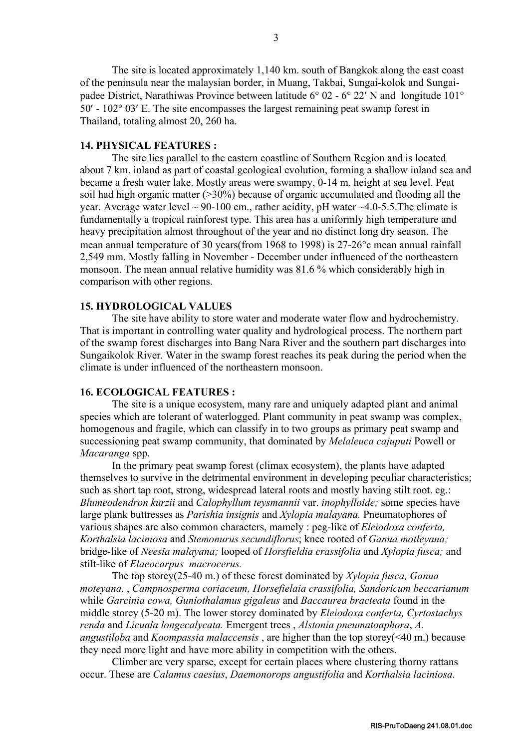The site is located approximately 1,140 km. south of Bangkok along the east coast of the peninsula near the malaysian border, in Muang, Takbai, Sungai-kolok and Sungai-padee District, Narathiwas Province between latitude 6° 02 - 6° 22′ N and longitude 101° 50′ - 102° 03′ E. The site encompasses the largest remaining peat swamp forest in Thailand, totaling almost 20, 260 ha.

**14. PHYSICAL FEATURES :**

The site lies parallel to the eastern coastline of Southern Region and is located about 7 km. inland as part of coastal geological evolution, forming a shallow inland sea and became a fresh water lake. Mostly areas were swampy, 0-14 m. height at sea level. Peat soil had high organic matter (>30%) because of organic accumulated and flooding all the year. Average water level ~ 90-100 cm., rather acidity, pH water ~4.0-5.5.The climate is fundamentally a tropical rainforest type. This area has a uniformly high temperature and heavy precipitation almost throughout of the year and no distinct long dry season. The mean annual temperature of 30 years(from 1968 to 1998) is 27-26°c mean annual rainfall 2,549 mm. Mostly falling in November - December under influenced of the northeastern monsoon. The mean annual relative humidity was 81.6 % which considerably high in comparison with other regions.

**15. HYDROLOGICAL VALUES**

The site have ability to store water and moderate water flow and hydrochemistry. That is important in controlling water quality and hydrological process. The northern part of the swamp forest discharges into Bang Nara River and the southern part discharges into Sungaikolok River. Water in the swamp forest reaches its peak during the period when the climate is under influenced of the northeastern monsoon.

**16. ECOLOGICAL FEATURES :**

The site is a unique ecosystem, many rare and uniquely adapted plant and animal species which are tolerant of waterlogged. Plant community in peat swamp was complex, homogenous and fragile, which can classify in to two groups as primary peat swamp and successioning peat swamp community, that dominated by *Melaleuca cajuputi* Powell or *Macaranga* spp.

In the primary peat swamp forest (climax ecosystem), the plants have adapted themselves to survive in the detrimental environment in developing peculiar characteristics; such as short tap root, strong, widespread lateral roots and mostly having stilt root. eg.: *Blumeodendron kurzii* and *Calophyllum teysmannii* var. *inophylloide;* some species have large plank buttresses as *Parishia insignis* and *Xylopia malayana.* Pneumatophores of various shapes are also common characters, mamely : peg-like of *Eleiodoxa conferta, Korthalsia laciniosa* and *Stemonurus secundiflorus*; knee rooted of *Ganua motleyana;* bridge-like of *Neesia malayana;* looped of *Horsfieldia crassifolia* and *Xylopia fusca;* and stilt-like of *Elaeocarpus macrocerus.*

The top storey(25-40 m.) of these forest dominated by *Xylopia fusca, Ganua moteyana,* , *Campnosperma coriaceum, Horsefielaia crassifolia, Sandoricum beccarianum* while *Garcinia cowa, Guniothalamus gigaleus* and *Baccaurea bracteata* found in the middle storey (5-20 m). The lower storey dominated by *Eleiodoxa conferta, Cyrtostachys renda* and *Licuala longecalycata.* Emergent trees , *Alstonia pneumatoaphora*, *A. angustiloba* and *Koompassia malaccensis* , are higher than the top storey(<40 m.) because they need more light and have more ability in competition with the others.

Climber are very sparse, except for certain places where clustering thorny rattans occur. These are *Calamus caesius*, *Daemonorops angustifolia* and *Korthalsia laciniosa*.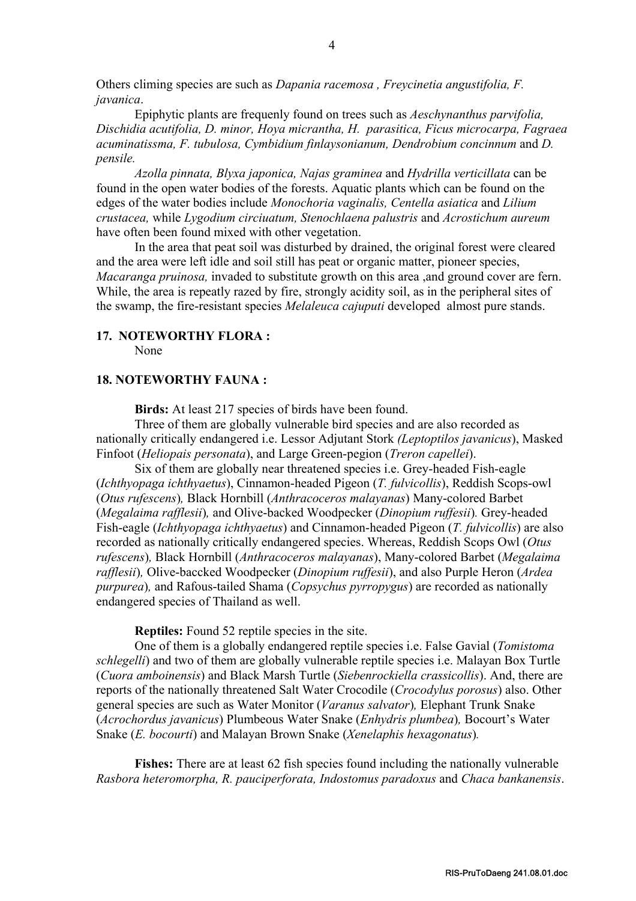Others climing species are such as *Dapania racemosa , Freycinetia angustifolia, F. javanica*.

Epiphytic plants are frequenly found on trees such as *Aeschynanthus parvifolia, Dischidia acutifolia, D. minor, Hoya micrantha, H. parasitica, Ficus microcarpa, Fagraea acuminatissma, F. tubulosa, Cymbidium finlaysonianum, Dendrobium concinnum* and *D. pensile.*

*Azolla pinnata, Blyxa japonica, Najas graminea* and *Hydrilla verticillata* can be found in the open water bodies of the forests. Aquatic plants which can be found on the edges of the water bodies include *Monochoria vaginalis, Centella asiatica* and *Lilium crustacea,* while *Lygodium circiuatum, Stenochlaena palustris* and *Acrostichum aureum* have often been found mixed with other vegetation.

In the area that peat soil was disturbed by drained, the original forest were cleared and the area were left idle and soil still has peat or organic matter, pioneer species, *Macaranga pruinosa,* invaded to substitute growth on this area ,and ground cover are fern. While, the area is repeatly razed by fire, strongly acidity soil, as in the peripheral sites of the swamp, the fire-resistant species *Melaleuca cajuputi* developed almost pure stands.

**17. NOTEWORTHY FLORA :**

None

**18. NOTEWORTHY FAUNA :**

**Birds:** At least 217 species of birds have been found.

Three of them are globally vulnerable bird species and are also recorded as nationally critically endangered i.e. Lessor Adjutant Stork *(Leptoptilos javanicus*), Masked Finfoot (*Heliopais personata*), and Large Green-pegion (*Treron capellei*).

Six of them are globally near threatened species i.e. Grey-headed Fish-eagle (*Ichthyopaga ichthyaetus*), Cinnamon-headed Pigeon (*T. fulvicollis*), Reddish Scops-owl (*Otus rufescens*)*,* Black Hornbill (*Anthracoceros malayanas*) Many-colored Barbet (*Megalaima rafflesii*)*,* and Olive-backed Woodpecker (*Dinopium ruffesii*)*.* Grey-headed Fish-eagle (*Ichthyopaga ichthyaetus*) and Cinnamon-headed Pigeon (*T. fulvicollis*) are also recorded as nationally critically endangered species. Whereas, Reddish Scops Owl (*Otus rufescens*)*,* Black Hornbill (*Anthracoceros malayanas*), Many-colored Barbet (*Megalaima rafflesii*)*,* Olive-baccked Woodpecker (*Dinopium ruffesii*), and also Purple Heron (*Ardea purpurea*)*,* and Rafous-tailed Shama (*Copsychus pyrropygus*) are recorded as nationally endangered species of Thailand as well.

**Reptiles:** Found 52 reptile species in the site.

One of them is a globally endangered reptile species i.e. False Gavial (*Tomistoma schlegelli*) and two of them are globally vulnerable reptile species i.e. Malayan Box Turtle (*Cuora amboinensis*) and Black Marsh Turtle (*Siebenrockiella crassicollis*). And, there are reports of the nationally threatened Salt Water Crocodile (*Crocodylus porosus*) also. Other general species are such as Water Monitor (*Varanus salvator*)*,* Elephant Trunk Snake (*Acrochordus javanicus*) Plumbeous Water Snake (*Enhydris plumbea*)*,* Bocourt's Water Snake (*E. bocourti*) and Malayan Brown Snake (*Xenelaphis hexagonatus*)*.*

**Fishes:** There are at least 62 fish species found including the nationally vulnerable *Rasbora heteromorpha, R. pauciperforata, Indostomus paradoxus* and *Chaca bankanensis*.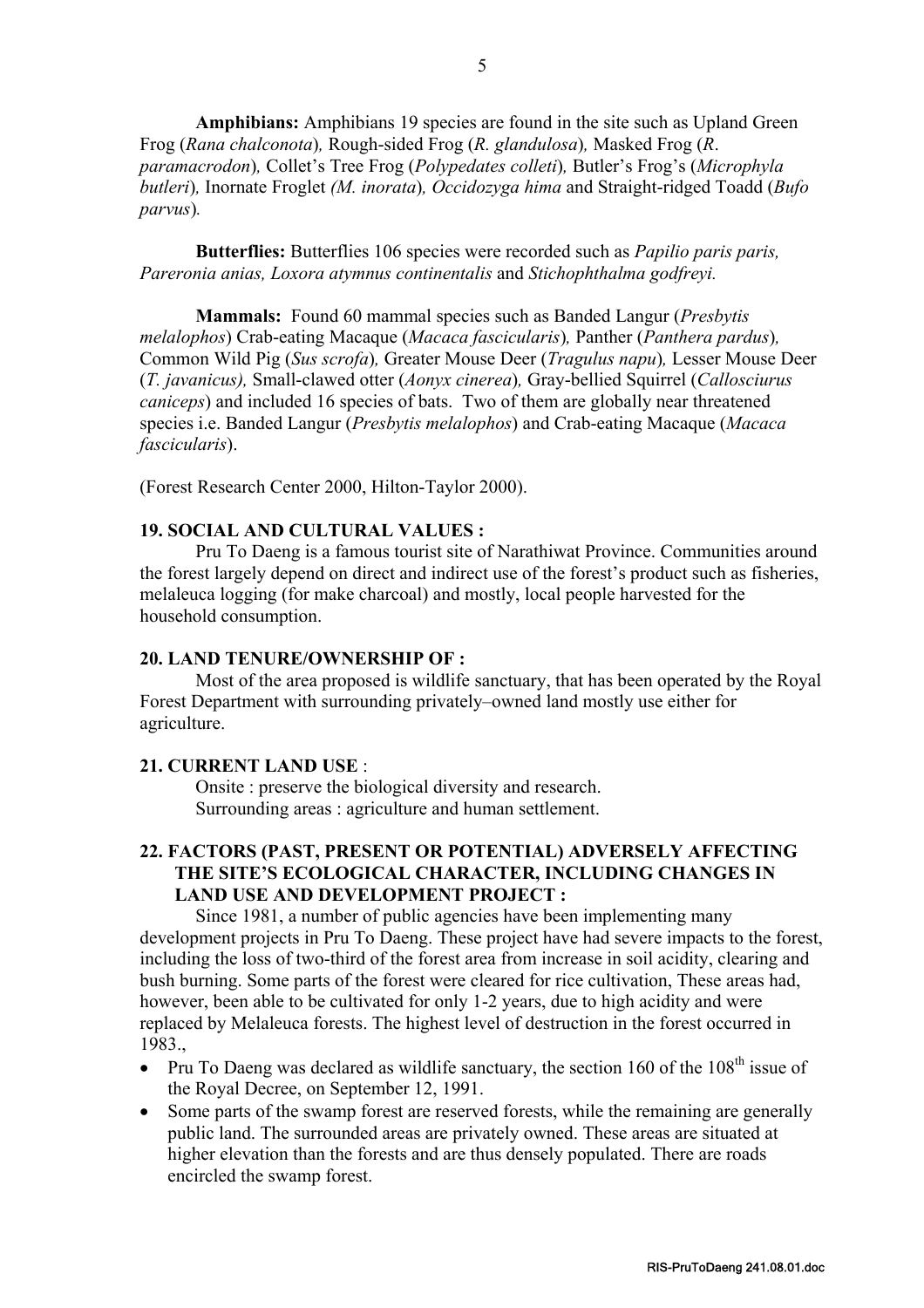**Amphibians:** Amphibians 19 species are found in the site such as Upland Green Frog (*Rana chalconota*)*,* Rough-sided Frog (*R. glandulosa*)*,* Masked Frog (*R. paramacrodon*)*,* Collet's Tree Frog (*Polypedates colleti*)*,* Butler's Frog's (*Microphyla butleri*)*,* Inornate Froglet *(M. inorata*)*, Occidozyga hima* and Straight-ridged Toadd (*Bufo parvus*)*.*

**Butterflies:** Butterflies 106 species were recorded such as *Papilio paris paris, Pareronia anias, Loxora atymnus continentalis* and *Stichophthalma godfreyi.*

**Mammals:** Found 60 mammal species such as Banded Langur (*Presbytis melalophos*) Crab-eating Macaque (*Macaca fascicularis*)*,* Panther (*Panthera pardus*)*,* Common Wild Pig (*Sus scrofa*)*,* Greater Mouse Deer (*Tragulus napu*)*,* Lesser Mouse Deer (*T. javanicus),* Small-clawed otter (*Aonyx cinerea*)*,* Gray-bellied Squirrel (*Callosciurus caniceps*) and included 16 species of bats. Two of them are globally near threatened species i.e. Banded Langur (*Presbytis melalophos*) and Crab-eating Macaque (*Macaca fascicularis*).

(Forest Research Center 2000, Hilton-Taylor 2000).

**19. SOCIAL AND CULTURAL VALUES :**

Pru To Daeng is a famous tourist site of Narathiwat Province. Communities around the forest largely depend on direct and indirect use of the forest's product such as fisheries, melaleuca logging (for make charcoal) and mostly, local people harvested for the household consumption.

**20. LAND TENURE/OWNERSHIP OF :**

Most of the area proposed is wildlife sanctuary, that has been operated by the Royal Forest Department with surrounding privately–owned land mostly use either for agriculture.

**21. CURRENT LAND USE** :

Onsite : preserve the biological diversity and research.
Surrounding areas : agriculture and human settlement.

**22. FACTORS (PAST, PRESENT OR POTENTIAL) ADVERSELY AFFECTING THE SITE'S ECOLOGICAL CHARACTER, INCLUDING CHANGES IN LAND USE AND DEVELOPMENT PROJECT :**

Since 1981, a number of public agencies have been implementing many development projects in Pru To Daeng. These project have had severe impacts to the forest, including the loss of two-third of the forest area from increase in soil acidity, clearing and bush burning. Some parts of the forest were cleared for rice cultivation, These areas had, however, been able to be cultivated for only 1-2 years, due to high acidity and were replaced by Melaleuca forests. The highest level of destruction in the forest occurred in 1983.,

- Pru To Daeng was declared as wildlife sanctuary, the section 160 of the 108th issue of the Royal Decree, on September 12, 1991.
- Some parts of the swamp forest are reserved forests, while the remaining are generally public land. The surrounded areas are privately owned. These areas are situated at higher elevation than the forests and are thus densely populated. There are roads encircled the swamp forest.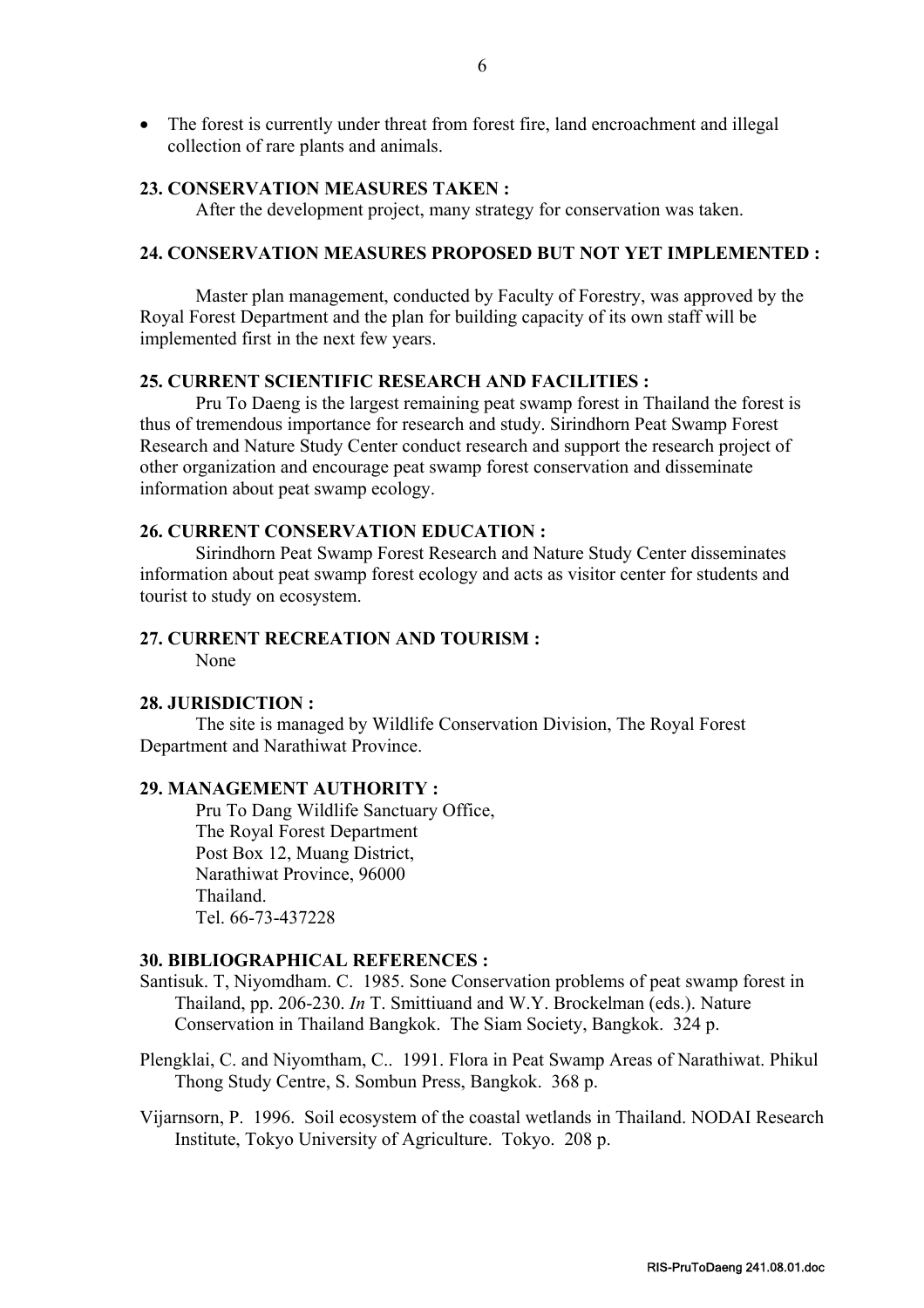- The forest is currently under threat from forest fire, land encroachment and illegal collection of rare plants and animals.

**23. CONSERVATION MEASURES TAKEN :**

After the development project, many strategy for conservation was taken.

**24. CONSERVATION MEASURES PROPOSED BUT NOT YET IMPLEMENTED :**

Master plan management, conducted by Faculty of Forestry, was approved by the Royal Forest Department and the plan for building capacity of its own staff will be implemented first in the next few years.

**25. CURRENT SCIENTIFIC RESEARCH AND FACILITIES :**

Pru To Daeng is the largest remaining peat swamp forest in Thailand the forest is thus of tremendous importance for research and study. Sirindhorn Peat Swamp Forest Research and Nature Study Center conduct research and support the research project of other organization and encourage peat swamp forest conservation and disseminate information about peat swamp ecology.

**26. CURRENT CONSERVATION EDUCATION :**

Sirindhorn Peat Swamp Forest Research and Nature Study Center disseminates information about peat swamp forest ecology and acts as visitor center for students and tourist to study on ecosystem.

**27. CURRENT RECREATION AND TOURISM :**

None

**28. JURISDICTION :**

The site is managed by Wildlife Conservation Division, The Royal Forest Department and Narathiwat Province.

**29. MANAGEMENT AUTHORITY :**

Pru To Dang Wildlife Sanctuary Office,
The Royal Forest Department
Post Box 12, Muang District,
Narathiwat Province, 96000
Thailand.
Tel. 66-73-437228

**30. BIBLIOGRAPHICAL REFERENCES :**

Santisuk. T, Niyomdham. C. 1985. Sone Conservation problems of peat swamp forest in Thailand, pp. 206-230. *In* T. Smittiuand and W.Y. Brockelman (eds.). Nature Conservation in Thailand Bangkok. The Siam Society, Bangkok. 324 p.

Plengklai, C. and Niyomtham, C.. 1991. Flora in Peat Swamp Areas of Narathiwat. Phikul Thong Study Centre, S. Sombun Press, Bangkok. 368 p.

Vijarnsorn, P. 1996. Soil ecosystem of the coastal wetlands in Thailand. NODAI Research Institute, Tokyo University of Agriculture. Tokyo. 208 p.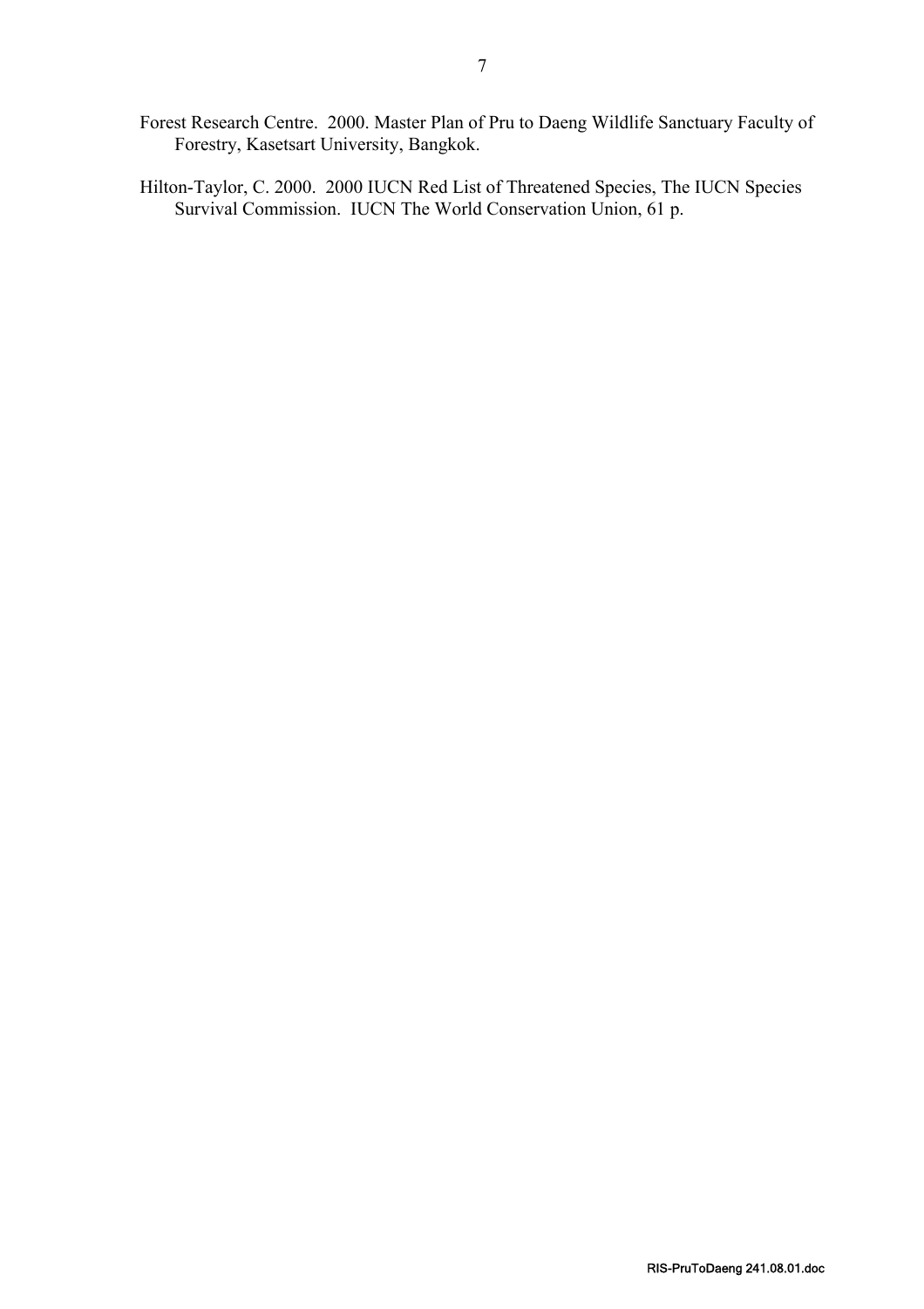Forest Research Centre. 2000. Master Plan of Pru to Daeng Wildlife Sanctuary Faculty of Forestry, Kasetsart University, Bangkok.

Hilton-Taylor, C. 2000. 2000 IUCN Red List of Threatened Species, The IUCN Species Survival Commission. IUCN The World Conservation Union, 61 p.